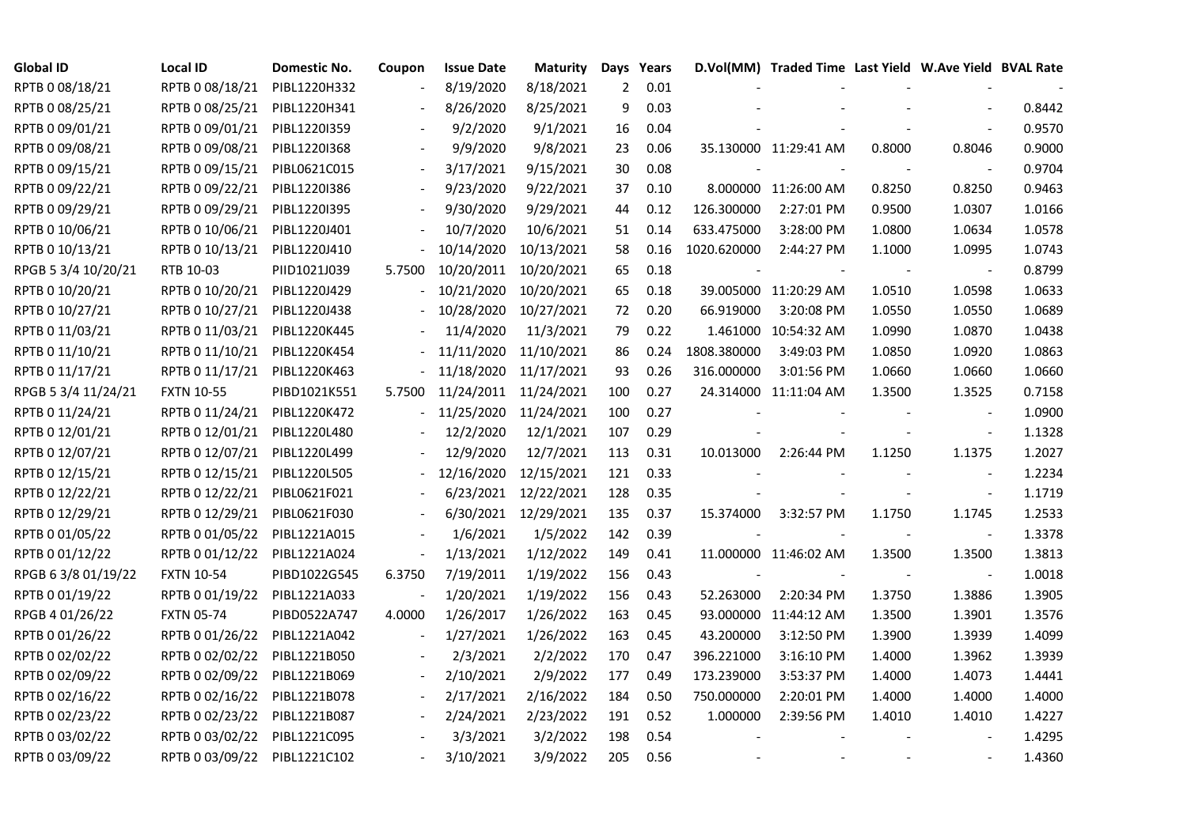| Global ID | Local ID | Domestic No. | Coupon | Issue Date | Maturity | Days | Years | D.Vol(MM) | Traded Time | Last Yield | W.Ave Yield | BVAL Rate |
|---|---|---|---|---|---|---|---|---|---|---|---|---|
| RPTB 0 08/18/21 | RPTB 0 08/18/21 | PIBL1220H332 | - | 8/19/2020 | 8/18/2021 | 2 | 0.01 | - | - | - | - | - |
| RPTB 0 08/25/21 | RPTB 0 08/25/21 | PIBL1220H341 | - | 8/26/2020 | 8/25/2021 | 9 | 0.03 | - | - | - | - | 0.8442 |
| RPTB 0 09/01/21 | RPTB 0 09/01/21 | PIBL1220I359 | - | 9/2/2020 | 9/1/2021 | 16 | 0.04 | - | - | - | - | 0.9570 |
| RPTB 0 09/08/21 | RPTB 0 09/08/21 | PIBL1220I368 | - | 9/9/2020 | 9/8/2021 | 23 | 0.06 | 35.130000 | 11:29:41 AM | 0.8000 | 0.8046 | 0.9000 |
| RPTB 0 09/15/21 | RPTB 0 09/15/21 | PIBL0621C015 | - | 3/17/2021 | 9/15/2021 | 30 | 0.08 | - | - | - | - | 0.9704 |
| RPTB 0 09/22/21 | RPTB 0 09/22/21 | PIBL1220I386 | - | 9/23/2020 | 9/22/2021 | 37 | 0.10 | 8.000000 | 11:26:00 AM | 0.8250 | 0.8250 | 0.9463 |
| RPTB 0 09/29/21 | RPTB 0 09/29/21 | PIBL1220I395 | - | 9/30/2020 | 9/29/2021 | 44 | 0.12 | 126.300000 | 2:27:01 PM | 0.9500 | 1.0307 | 1.0166 |
| RPTB 0 10/06/21 | RPTB 0 10/06/21 | PIBL1220J401 | - | 10/7/2020 | 10/6/2021 | 51 | 0.14 | 633.475000 | 3:28:00 PM | 1.0800 | 1.0634 | 1.0578 |
| RPTB 0 10/13/21 | RPTB 0 10/13/21 | PIBL1220J410 | - | 10/14/2020 | 10/13/2021 | 58 | 0.16 | 1020.620000 | 2:44:27 PM | 1.1000 | 1.0995 | 1.0743 |
| RPGB 5 3/4 10/20/21 | RTB 10-03 | PIID1021J039 | 5.7500 | 10/20/2011 | 10/20/2021 | 65 | 0.18 | - | - | - | - | 0.8799 |
| RPTB 0 10/20/21 | RPTB 0 10/20/21 | PIBL1220J429 | - | 10/21/2020 | 10/20/2021 | 65 | 0.18 | 39.005000 | 11:20:29 AM | 1.0510 | 1.0598 | 1.0633 |
| RPTB 0 10/27/21 | RPTB 0 10/27/21 | PIBL1220J438 | - | 10/28/2020 | 10/27/2021 | 72 | 0.20 | 66.919000 | 3:20:08 PM | 1.0550 | 1.0550 | 1.0689 |
| RPTB 0 11/03/21 | RPTB 0 11/03/21 | PIBL1220K445 | - | 11/4/2020 | 11/3/2021 | 79 | 0.22 | 1.461000 | 10:54:32 AM | 1.0990 | 1.0870 | 1.0438 |
| RPTB 0 11/10/21 | RPTB 0 11/10/21 | PIBL1220K454 | - | 11/11/2020 | 11/10/2021 | 86 | 0.24 | 1808.380000 | 3:49:03 PM | 1.0850 | 1.0920 | 1.0863 |
| RPTB 0 11/17/21 | RPTB 0 11/17/21 | PIBL1220K463 | - | 11/18/2020 | 11/17/2021 | 93 | 0.26 | 316.000000 | 3:01:56 PM | 1.0660 | 1.0660 | 1.0660 |
| RPGB 5 3/4 11/24/21 | FXTN 10-55 | PIBD1021K551 | 5.7500 | 11/24/2011 | 11/24/2021 | 100 | 0.27 | 24.314000 | 11:11:04 AM | 1.3500 | 1.3525 | 0.7158 |
| RPTB 0 11/24/21 | RPTB 0 11/24/21 | PIBL1220K472 | - | 11/25/2020 | 11/24/2021 | 100 | 0.27 | - | - | - | - | 1.0900 |
| RPTB 0 12/01/21 | RPTB 0 12/01/21 | PIBL1220L480 | - | 12/2/2020 | 12/1/2021 | 107 | 0.29 | - | - | - | - | 1.1328 |
| RPTB 0 12/07/21 | RPTB 0 12/07/21 | PIBL1220L499 | - | 12/9/2020 | 12/7/2021 | 113 | 0.31 | 10.013000 | 2:26:44 PM | 1.1250 | 1.1375 | 1.2027 |
| RPTB 0 12/15/21 | RPTB 0 12/15/21 | PIBL1220L505 | - | 12/16/2020 | 12/15/2021 | 121 | 0.33 | - | - | - | - | 1.2234 |
| RPTB 0 12/22/21 | RPTB 0 12/22/21 | PIBL0621F021 | - | 6/23/2021 | 12/22/2021 | 128 | 0.35 | - | - | - | - | 1.1719 |
| RPTB 0 12/29/21 | RPTB 0 12/29/21 | PIBL0621F030 | - | 6/30/2021 | 12/29/2021 | 135 | 0.37 | 15.374000 | 3:32:57 PM | 1.1750 | 1.1745 | 1.2533 |
| RPTB 0 01/05/22 | RPTB 0 01/05/22 | PIBL1221A015 | - | 1/6/2021 | 1/5/2022 | 142 | 0.39 | - | - | - | - | 1.3378 |
| RPTB 0 01/12/22 | RPTB 0 01/12/22 | PIBL1221A024 | - | 1/13/2021 | 1/12/2022 | 149 | 0.41 | 11.000000 | 11:46:02 AM | 1.3500 | 1.3500 | 1.3813 |
| RPGB 6 3/8 01/19/22 | FXTN 10-54 | PIBD1022G545 | 6.3750 | 7/19/2011 | 1/19/2022 | 156 | 0.43 | - | - | - | - | 1.0018 |
| RPTB 0 01/19/22 | RPTB 0 01/19/22 | PIBL1221A033 | - | 1/20/2021 | 1/19/2022 | 156 | 0.43 | 52.263000 | 2:20:34 PM | 1.3750 | 1.3886 | 1.3905 |
| RPGB 4 01/26/22 | FXTN 05-74 | PIBD0522A747 | 4.0000 | 1/26/2017 | 1/26/2022 | 163 | 0.45 | 93.000000 | 11:44:12 AM | 1.3500 | 1.3901 | 1.3576 |
| RPTB 0 01/26/22 | RPTB 0 01/26/22 | PIBL1221A042 | - | 1/27/2021 | 1/26/2022 | 163 | 0.45 | 43.200000 | 3:12:50 PM | 1.3900 | 1.3939 | 1.4099 |
| RPTB 0 02/02/22 | RPTB 0 02/02/22 | PIBL1221B050 | - | 2/3/2021 | 2/2/2022 | 170 | 0.47 | 396.221000 | 3:16:10 PM | 1.4000 | 1.3962 | 1.3939 |
| RPTB 0 02/09/22 | RPTB 0 02/09/22 | PIBL1221B069 | - | 2/10/2021 | 2/9/2022 | 177 | 0.49 | 173.239000 | 3:53:37 PM | 1.4000 | 1.4073 | 1.4441 |
| RPTB 0 02/16/22 | RPTB 0 02/16/22 | PIBL1221B078 | - | 2/17/2021 | 2/16/2022 | 184 | 0.50 | 750.000000 | 2:20:01 PM | 1.4000 | 1.4000 | 1.4000 |
| RPTB 0 02/23/22 | RPTB 0 02/23/22 | PIBL1221B087 | - | 2/24/2021 | 2/23/2022 | 191 | 0.52 | 1.000000 | 2:39:56 PM | 1.4010 | 1.4010 | 1.4227 |
| RPTB 0 03/02/22 | RPTB 0 03/02/22 | PIBL1221C095 | - | 3/3/2021 | 3/2/2022 | 198 | 0.54 | - | - | - | - | 1.4295 |
| RPTB 0 03/09/22 | RPTB 0 03/09/22 | PIBL1221C102 | - | 3/10/2021 | 3/9/2022 | 205 | 0.56 | - | - | - | - | 1.4360 |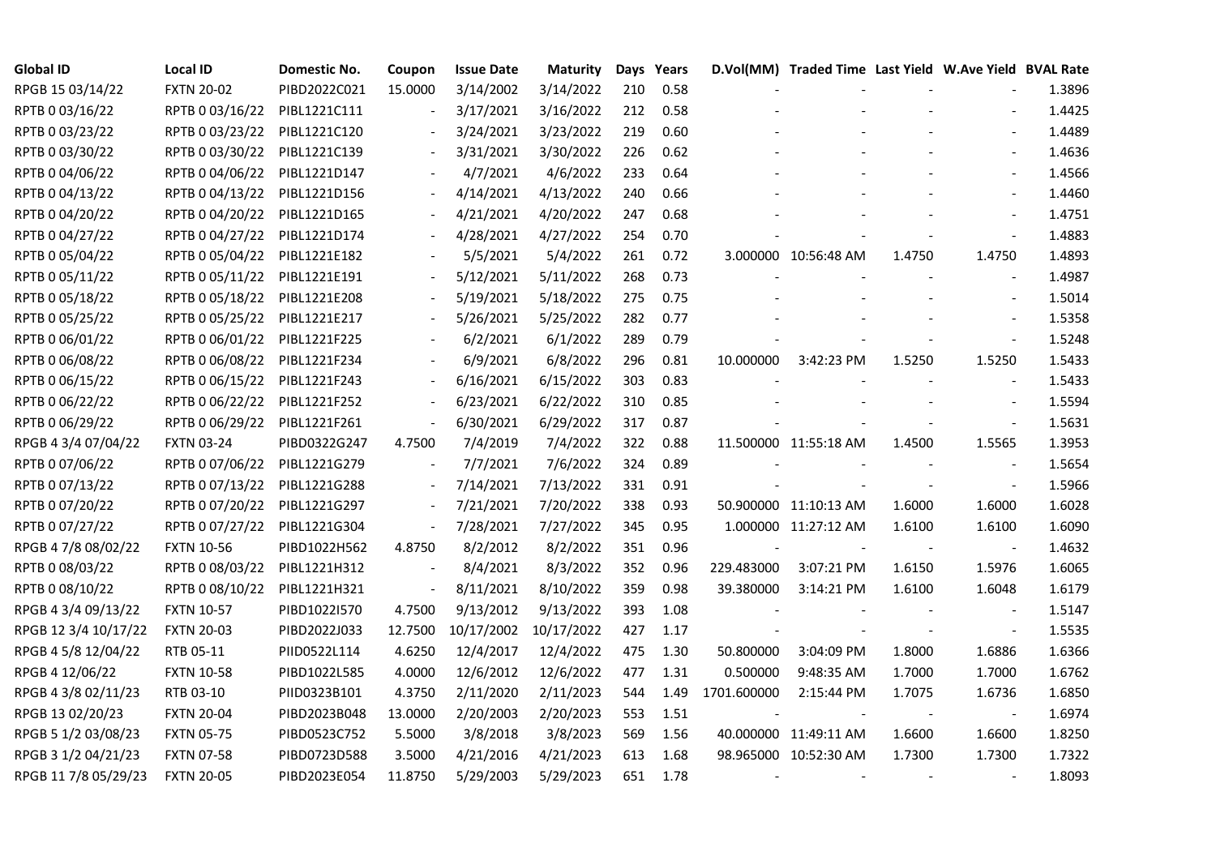| Global ID | Local ID | Domestic No. | Coupon | Issue Date | Maturity | Days | Years | D.Vol(MM) | Traded Time | Last Yield | W.Ave Yield | BVAL Rate |
|---|---|---|---|---|---|---|---|---|---|---|---|---|
| RPGB 15 03/14/22 | FXTN 20-02 | PIBD2022C021 | 15.0000 | 3/14/2002 | 3/14/2022 | 210 | 0.58 | - | - | - | - | 1.3896 |
| RPTB 0 03/16/22 | RPTB 0 03/16/22 | PIBL1221C111 | - | 3/17/2021 | 3/16/2022 | 212 | 0.58 | - | - | - | - | 1.4425 |
| RPTB 0 03/23/22 | RPTB 0 03/23/22 | PIBL1221C120 | - | 3/24/2021 | 3/23/2022 | 219 | 0.60 | - | - | - | - | 1.4489 |
| RPTB 0 03/30/22 | RPTB 0 03/30/22 | PIBL1221C139 | - | 3/31/2021 | 3/30/2022 | 226 | 0.62 | - | - | - | - | 1.4636 |
| RPTB 0 04/06/22 | RPTB 0 04/06/22 | PIBL1221D147 | - | 4/7/2021 | 4/6/2022 | 233 | 0.64 | - | - | - | - | 1.4566 |
| RPTB 0 04/13/22 | RPTB 0 04/13/22 | PIBL1221D156 | - | 4/14/2021 | 4/13/2022 | 240 | 0.66 | - | - | - | - | 1.4460 |
| RPTB 0 04/20/22 | RPTB 0 04/20/22 | PIBL1221D165 | - | 4/21/2021 | 4/20/2022 | 247 | 0.68 | - | - | - | - | 1.4751 |
| RPTB 0 04/27/22 | RPTB 0 04/27/22 | PIBL1221D174 | - | 4/28/2021 | 4/27/2022 | 254 | 0.70 | - | - | - | - | 1.4883 |
| RPTB 0 05/04/22 | RPTB 0 05/04/22 | PIBL1221E182 | - | 5/5/2021 | 5/4/2022 | 261 | 0.72 | 3.000000 | 10:56:48 AM | 1.4750 | 1.4750 | 1.4893 |
| RPTB 0 05/11/22 | RPTB 0 05/11/22 | PIBL1221E191 | - | 5/12/2021 | 5/11/2022 | 268 | 0.73 | - | - | - | - | 1.4987 |
| RPTB 0 05/18/22 | RPTB 0 05/18/22 | PIBL1221E208 | - | 5/19/2021 | 5/18/2022 | 275 | 0.75 | - | - | - | - | 1.5014 |
| RPTB 0 05/25/22 | RPTB 0 05/25/22 | PIBL1221E217 | - | 5/26/2021 | 5/25/2022 | 282 | 0.77 | - | - | - | - | 1.5358 |
| RPTB 0 06/01/22 | RPTB 0 06/01/22 | PIBL1221F225 | - | 6/2/2021 | 6/1/2022 | 289 | 0.79 | - | - | - | - | 1.5248 |
| RPTB 0 06/08/22 | RPTB 0 06/08/22 | PIBL1221F234 | - | 6/9/2021 | 6/8/2022 | 296 | 0.81 | 10.000000 | 3:42:23 PM | 1.5250 | 1.5250 | 1.5433 |
| RPTB 0 06/15/22 | RPTB 0 06/15/22 | PIBL1221F243 | - | 6/16/2021 | 6/15/2022 | 303 | 0.83 | - | - | - | - | 1.5433 |
| RPTB 0 06/22/22 | RPTB 0 06/22/22 | PIBL1221F252 | - | 6/23/2021 | 6/22/2022 | 310 | 0.85 | - | - | - | - | 1.5594 |
| RPTB 0 06/29/22 | RPTB 0 06/29/22 | PIBL1221F261 | - | 6/30/2021 | 6/29/2022 | 317 | 0.87 | - | - | - | - | 1.5631 |
| RPGB 4 3/4 07/04/22 | FXTN 03-24 | PIBD0322G247 | 4.7500 | 7/4/2019 | 7/4/2022 | 322 | 0.88 | 11.500000 | 11:55:18 AM | 1.4500 | 1.5565 | 1.3953 |
| RPTB 0 07/06/22 | RPTB 0 07/06/22 | PIBL1221G279 | - | 7/7/2021 | 7/6/2022 | 324 | 0.89 | - | - | - | - | 1.5654 |
| RPTB 0 07/13/22 | RPTB 0 07/13/22 | PIBL1221G288 | - | 7/14/2021 | 7/13/2022 | 331 | 0.91 | - | - | - | - | 1.5966 |
| RPTB 0 07/20/22 | RPTB 0 07/20/22 | PIBL1221G297 | - | 7/21/2021 | 7/20/2022 | 338 | 0.93 | 50.900000 | 11:10:13 AM | 1.6000 | 1.6000 | 1.6028 |
| RPTB 0 07/27/22 | RPTB 0 07/27/22 | PIBL1221G304 | - | 7/28/2021 | 7/27/2022 | 345 | 0.95 | 1.000000 | 11:27:12 AM | 1.6100 | 1.6100 | 1.6090 |
| RPGB 4 7/8 08/02/22 | FXTN 10-56 | PIBD1022H562 | 4.8750 | 8/2/2012 | 8/2/2022 | 351 | 0.96 | - | - | - | - | 1.4632 |
| RPTB 0 08/03/22 | RPTB 0 08/03/22 | PIBL1221H312 | - | 8/4/2021 | 8/3/2022 | 352 | 0.96 | 229.483000 | 3:07:21 PM | 1.6150 | 1.5976 | 1.6065 |
| RPTB 0 08/10/22 | RPTB 0 08/10/22 | PIBL1221H321 | - | 8/11/2021 | 8/10/2022 | 359 | 0.98 | 39.380000 | 3:14:21 PM | 1.6100 | 1.6048 | 1.6179 |
| RPGB 4 3/4 09/13/22 | FXTN 10-57 | PIBD1022I570 | 4.7500 | 9/13/2012 | 9/13/2022 | 393 | 1.08 | - | - | - | - | 1.5147 |
| RPGB 12 3/4 10/17/22 | FXTN 20-03 | PIBD2022J033 | 12.7500 | 10/17/2002 | 10/17/2022 | 427 | 1.17 | - | - | - | - | 1.5535 |
| RPGB 4 5/8 12/04/22 | RTB 05-11 | PIID0522L114 | 4.6250 | 12/4/2017 | 12/4/2022 | 475 | 1.30 | 50.800000 | 3:04:09 PM | 1.8000 | 1.6886 | 1.6366 |
| RPGB 4 12/06/22 | FXTN 10-58 | PIBD1022L585 | 4.0000 | 12/6/2012 | 12/6/2022 | 477 | 1.31 | 0.500000 | 9:48:35 AM | 1.7000 | 1.7000 | 1.6762 |
| RPGB 4 3/8 02/11/23 | RTB 03-10 | PIID0323B101 | 4.3750 | 2/11/2020 | 2/11/2023 | 544 | 1.49 | 1701.600000 | 2:15:44 PM | 1.7075 | 1.6736 | 1.6850 |
| RPGB 13 02/20/23 | FXTN 20-04 | PIBD2023B048 | 13.0000 | 2/20/2003 | 2/20/2023 | 553 | 1.51 | - | - | - | - | 1.6974 |
| RPGB 5 1/2 03/08/23 | FXTN 05-75 | PIBD0523C752 | 5.5000 | 3/8/2018 | 3/8/2023 | 569 | 1.56 | 40.000000 | 11:49:11 AM | 1.6600 | 1.6600 | 1.8250 |
| RPGB 3 1/2 04/21/23 | FXTN 07-58 | PIBD0723D588 | 3.5000 | 4/21/2016 | 4/21/2023 | 613 | 1.68 | 98.965000 | 10:52:30 AM | 1.7300 | 1.7300 | 1.7322 |
| RPGB 11 7/8 05/29/23 | FXTN 20-05 | PIBD2023E054 | 11.8750 | 5/29/2003 | 5/29/2023 | 651 | 1.78 | - | - | - | - | 1.8093 |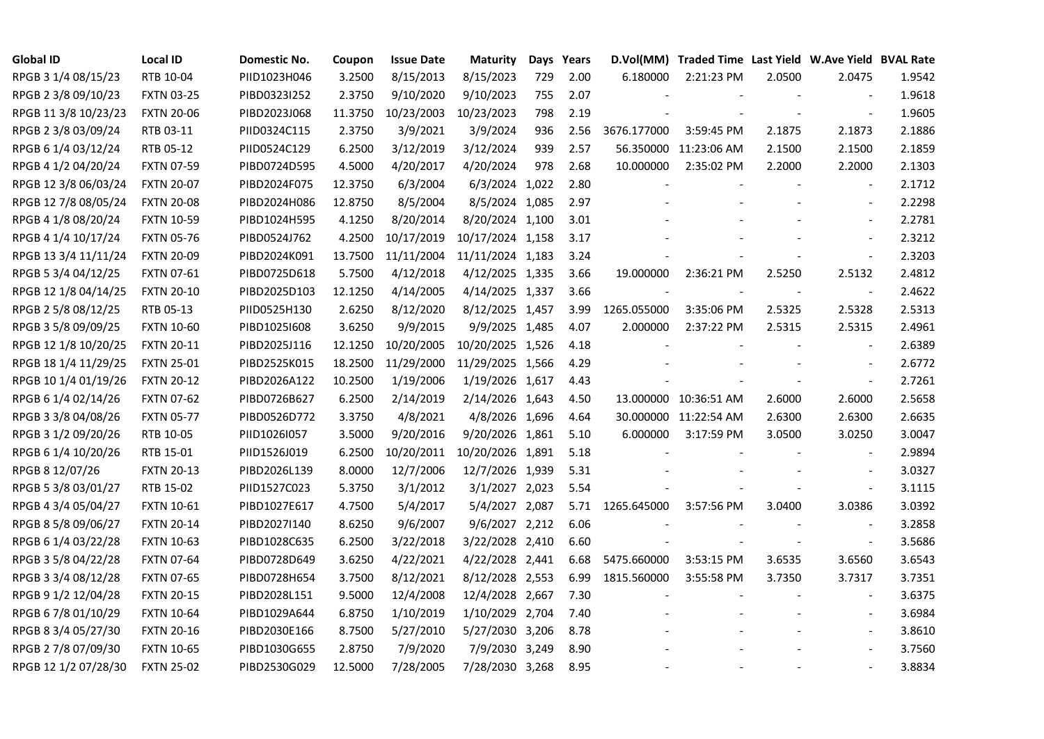| Global ID | Local ID | Domestic No. | Coupon | Issue Date | Maturity | Days | Years | D.Vol(MM) | Traded Time | Last Yield | W.Ave Yield | BVAL Rate |
|---|---|---|---|---|---|---|---|---|---|---|---|---|
| RPGB 3 1/4 08/15/23 | RTB 10-04 | PIID1023H046 | 3.2500 | 8/15/2013 | 8/15/2023 | 729 | 2.00 | 6.180000 | 2:21:23 PM | 2.0500 | 2.0475 | 1.9542 |
| RPGB 2 3/8 09/10/23 | FXTN 03-25 | PIBD0323I252 | 2.3750 | 9/10/2020 | 9/10/2023 | 755 | 2.07 | - | - | - | - | 1.9618 |
| RPGB 11 3/8 10/23/23 | FXTN 20-06 | PIBD2023J068 | 11.3750 | 10/23/2003 | 10/23/2023 | 798 | 2.19 | - | - | - | - | 1.9605 |
| RPGB 2 3/8 03/09/24 | RTB 03-11 | PIID0324C115 | 2.3750 | 3/9/2021 | 3/9/2024 | 936 | 2.56 | 3676.177000 | 3:59:45 PM | 2.1875 | 2.1873 | 2.1886 |
| RPGB 6 1/4 03/12/24 | RTB 05-12 | PIID0524C129 | 6.2500 | 3/12/2019 | 3/12/2024 | 939 | 2.57 | 56.350000 | 11:23:06 AM | 2.1500 | 2.1500 | 2.1859 |
| RPGB 4 1/2 04/20/24 | FXTN 07-59 | PIBD0724D595 | 4.5000 | 4/20/2017 | 4/20/2024 | 978 | 2.68 | 10.000000 | 2:35:02 PM | 2.2000 | 2.2000 | 2.1303 |
| RPGB 12 3/8 06/03/24 | FXTN 20-07 | PIBD2024F075 | 12.3750 | 6/3/2004 | 6/3/2024 | 1,022 | 2.80 | - | - | - | - | 2.1712 |
| RPGB 12 7/8 08/05/24 | FXTN 20-08 | PIBD2024H086 | 12.8750 | 8/5/2004 | 8/5/2024 | 1,085 | 2.97 | - | - | - | - | 2.2298 |
| RPGB 4 1/8 08/20/24 | FXTN 10-59 | PIBD1024H595 | 4.1250 | 8/20/2014 | 8/20/2024 | 1,100 | 3.01 | - | - | - | - | 2.2781 |
| RPGB 4 1/4 10/17/24 | FXTN 05-76 | PIBD0524J762 | 4.2500 | 10/17/2019 | 10/17/2024 | 1,158 | 3.17 | - | - | - | - | 2.3212 |
| RPGB 13 3/4 11/11/24 | FXTN 20-09 | PIBD2024K091 | 13.7500 | 11/11/2004 | 11/11/2024 | 1,183 | 3.24 | - | - | - | - | 2.3203 |
| RPGB 5 3/4 04/12/25 | FXTN 07-61 | PIBD0725D618 | 5.7500 | 4/12/2018 | 4/12/2025 | 1,335 | 3.66 | 19.000000 | 2:36:21 PM | 2.5250 | 2.5132 | 2.4812 |
| RPGB 12 1/8 04/14/25 | FXTN 20-10 | PIBD2025D103 | 12.1250 | 4/14/2005 | 4/14/2025 | 1,337 | 3.66 | - | - | - | - | 2.4622 |
| RPGB 2 5/8 08/12/25 | RTB 05-13 | PIID0525H130 | 2.6250 | 8/12/2020 | 8/12/2025 | 1,457 | 3.99 | 1265.055000 | 3:35:06 PM | 2.5325 | 2.5328 | 2.5313 |
| RPGB 3 5/8 09/09/25 | FXTN 10-60 | PIBD1025I608 | 3.6250 | 9/9/2015 | 9/9/2025 | 1,485 | 4.07 | 2.000000 | 2:37:22 PM | 2.5315 | 2.5315 | 2.4961 |
| RPGB 12 1/8 10/20/25 | FXTN 20-11 | PIBD2025J116 | 12.1250 | 10/20/2005 | 10/20/2025 | 1,526 | 4.18 | - | - | - | - | 2.6389 |
| RPGB 18 1/4 11/29/25 | FXTN 25-01 | PIBD2525K015 | 18.2500 | 11/29/2000 | 11/29/2025 | 1,566 | 4.29 | - | - | - | - | 2.6772 |
| RPGB 10 1/4 01/19/26 | FXTN 20-12 | PIBD2026A122 | 10.2500 | 1/19/2006 | 1/19/2026 | 1,617 | 4.43 | - | - | - | - | 2.7261 |
| RPGB 6 1/4 02/14/26 | FXTN 07-62 | PIBD0726B627 | 6.2500 | 2/14/2019 | 2/14/2026 | 1,643 | 4.50 | 13.000000 | 10:36:51 AM | 2.6000 | 2.6000 | 2.5658 |
| RPGB 3 3/8 04/08/26 | FXTN 05-77 | PIBD0526D772 | 3.3750 | 4/8/2021 | 4/8/2026 | 1,696 | 4.64 | 30.000000 | 11:22:54 AM | 2.6300 | 2.6300 | 2.6635 |
| RPGB 3 1/2 09/20/26 | RTB 10-05 | PIID1026I057 | 3.5000 | 9/20/2016 | 9/20/2026 | 1,861 | 5.10 | 6.000000 | 3:17:59 PM | 3.0500 | 3.0250 | 3.0047 |
| RPGB 6 1/4 10/20/26 | RTB 15-01 | PIID1526J019 | 6.2500 | 10/20/2011 | 10/20/2026 | 1,891 | 5.18 | - | - | - | - | 2.9894 |
| RPGB 8 12/07/26 | FXTN 20-13 | PIBD2026L139 | 8.0000 | 12/7/2006 | 12/7/2026 | 1,939 | 5.31 | - | - | - | - | 3.0327 |
| RPGB 5 3/8 03/01/27 | RTB 15-02 | PIID1527C023 | 5.3750 | 3/1/2012 | 3/1/2027 | 2,023 | 5.54 | - | - | - | - | 3.1115 |
| RPGB 4 3/4 05/04/27 | FXTN 10-61 | PIBD1027E617 | 4.7500 | 5/4/2017 | 5/4/2027 | 2,087 | 5.71 | 1265.645000 | 3:57:56 PM | 3.0400 | 3.0386 | 3.0392 |
| RPGB 8 5/8 09/06/27 | FXTN 20-14 | PIBD2027I140 | 8.6250 | 9/6/2007 | 9/6/2027 | 2,212 | 6.06 | - | - | - | - | 3.2858 |
| RPGB 6 1/4 03/22/28 | FXTN 10-63 | PIBD1028C635 | 6.2500 | 3/22/2018 | 3/22/2028 | 2,410 | 6.60 | - | - | - | - | 3.5686 |
| RPGB 3 5/8 04/22/28 | FXTN 07-64 | PIBD0728D649 | 3.6250 | 4/22/2021 | 4/22/2028 | 2,441 | 6.68 | 5475.660000 | 3:53:15 PM | 3.6535 | 3.6560 | 3.6543 |
| RPGB 3 3/4 08/12/28 | FXTN 07-65 | PIBD0728H654 | 3.7500 | 8/12/2021 | 8/12/2028 | 2,553 | 6.99 | 1815.560000 | 3:55:58 PM | 3.7350 | 3.7317 | 3.7351 |
| RPGB 9 1/2 12/04/28 | FXTN 20-15 | PIBD2028L151 | 9.5000 | 12/4/2008 | 12/4/2028 | 2,667 | 7.30 | - | - | - | - | 3.6375 |
| RPGB 6 7/8 01/10/29 | FXTN 10-64 | PIBD1029A644 | 6.8750 | 1/10/2019 | 1/10/2029 | 2,704 | 7.40 | - | - | - | - | 3.6984 |
| RPGB 8 3/4 05/27/30 | FXTN 20-16 | PIBD2030E166 | 8.7500 | 5/27/2010 | 5/27/2030 | 3,206 | 8.78 | - | - | - | - | 3.8610 |
| RPGB 2 7/8 07/09/30 | FXTN 10-65 | PIBD1030G655 | 2.8750 | 7/9/2020 | 7/9/2030 | 3,249 | 8.90 | - | - | - | - | 3.7560 |
| RPGB 12 1/2 07/28/30 | FXTN 25-02 | PIBD2530G029 | 12.5000 | 7/28/2005 | 7/28/2030 | 3,268 | 8.95 | - | - | - | - | 3.8834 |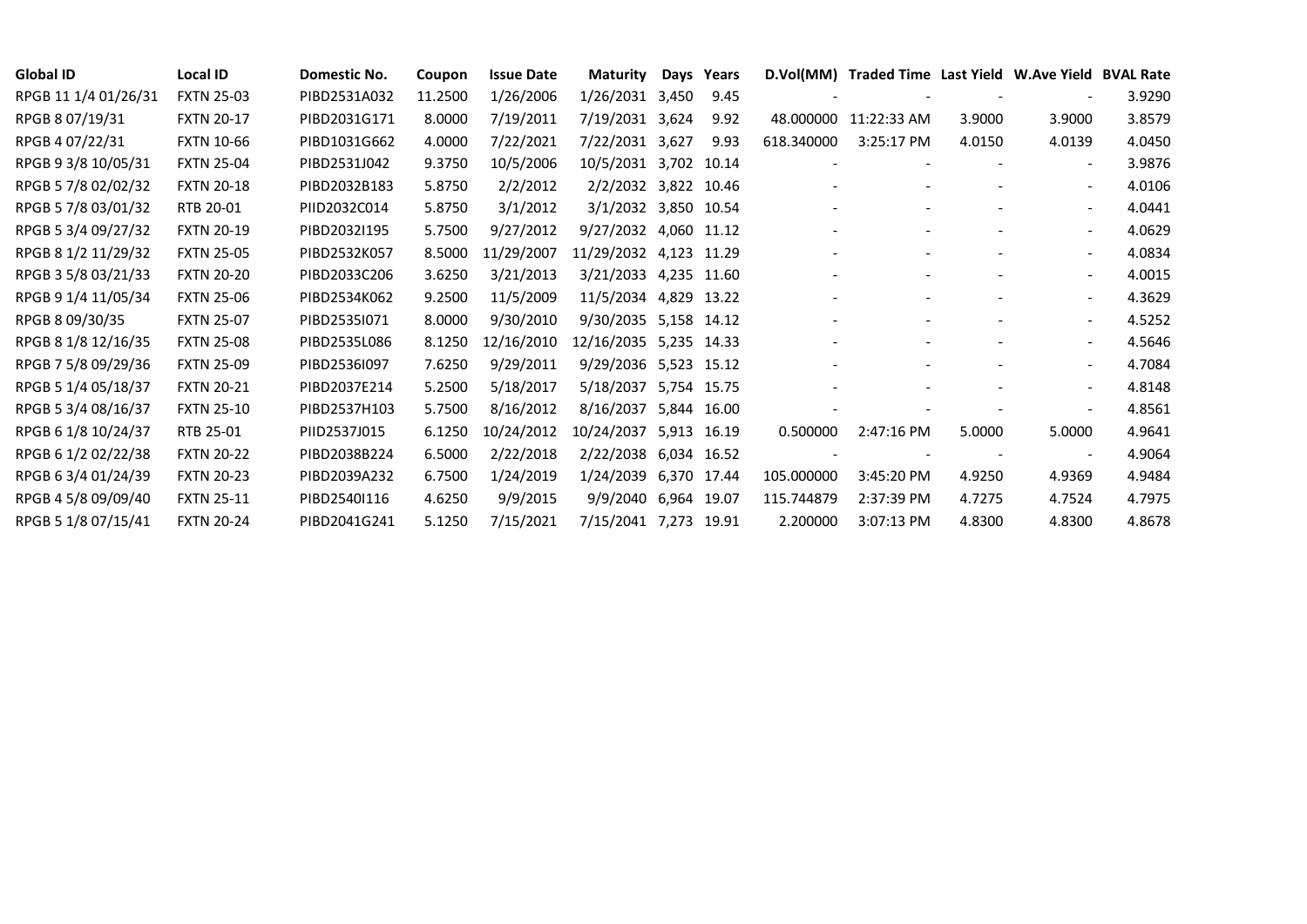| Global ID | Local ID | Domestic No. | Coupon | Issue Date | Maturity | Days | Years | D.Vol(MM) | Traded Time | Last Yield | W.Ave Yield | BVAL Rate |
|---|---|---|---|---|---|---|---|---|---|---|---|---|
| RPGB 11 1/4 01/26/31 | FXTN 25-03 | PIBD2531A032 | 11.2500 | 1/26/2006 | 1/26/2031 | 3,450 | 9.45 | - | - | - | - | 3.9290 |
| RPGB 8 07/19/31 | FXTN 20-17 | PIBD2031G171 | 8.0000 | 7/19/2011 | 7/19/2031 | 3,624 | 9.92 | 48.000000 | 11:22:33 AM | 3.9000 | 3.9000 | 3.8579 |
| RPGB 4 07/22/31 | FXTN 10-66 | PIBD1031G662 | 4.0000 | 7/22/2021 | 7/22/2031 | 3,627 | 9.93 | 618.340000 | 3:25:17 PM | 4.0150 | 4.0139 | 4.0450 |
| RPGB 9 3/8 10/05/31 | FXTN 25-04 | PIBD2531J042 | 9.3750 | 10/5/2006 | 10/5/2031 | 3,702 | 10.14 | - | - | - | - | 3.9876 |
| RPGB 5 7/8 02/02/32 | FXTN 20-18 | PIBD2032B183 | 5.8750 | 2/2/2012 | 2/2/2032 | 3,822 | 10.46 | - | - | - | - | 4.0106 |
| RPGB 5 7/8 03/01/32 | RTB 20-01 | PIID2032C014 | 5.8750 | 3/1/2012 | 3/1/2032 | 3,850 | 10.54 | - | - | - | - | 4.0441 |
| RPGB 5 3/4 09/27/32 | FXTN 20-19 | PIBD2032I195 | 5.7500 | 9/27/2012 | 9/27/2032 | 4,060 | 11.12 | - | - | - | - | 4.0629 |
| RPGB 8 1/2 11/29/32 | FXTN 25-05 | PIBD2532K057 | 8.5000 | 11/29/2007 | 11/29/2032 | 4,123 | 11.29 | - | - | - | - | 4.0834 |
| RPGB 3 5/8 03/21/33 | FXTN 20-20 | PIBD2033C206 | 3.6250 | 3/21/2013 | 3/21/2033 | 4,235 | 11.60 | - | - | - | - | 4.0015 |
| RPGB 9 1/4 11/05/34 | FXTN 25-06 | PIBD2534K062 | 9.2500 | 11/5/2009 | 11/5/2034 | 4,829 | 13.22 | - | - | - | - | 4.3629 |
| RPGB 8 09/30/35 | FXTN 25-07 | PIBD2535I071 | 8.0000 | 9/30/2010 | 9/30/2035 | 5,158 | 14.12 | - | - | - | - | 4.5252 |
| RPGB 8 1/8 12/16/35 | FXTN 25-08 | PIBD2535L086 | 8.1250 | 12/16/2010 | 12/16/2035 | 5,235 | 14.33 | - | - | - | - | 4.5646 |
| RPGB 7 5/8 09/29/36 | FXTN 25-09 | PIBD2536I097 | 7.6250 | 9/29/2011 | 9/29/2036 | 5,523 | 15.12 | - | - | - | - | 4.7084 |
| RPGB 5 1/4 05/18/37 | FXTN 20-21 | PIBD2037E214 | 5.2500 | 5/18/2017 | 5/18/2037 | 5,754 | 15.75 | - | - | - | - | 4.8148 |
| RPGB 5 3/4 08/16/37 | FXTN 25-10 | PIBD2537H103 | 5.7500 | 8/16/2012 | 8/16/2037 | 5,844 | 16.00 | - | - | - | - | 4.8561 |
| RPGB 6 1/8 10/24/37 | RTB 25-01 | PIID2537J015 | 6.1250 | 10/24/2012 | 10/24/2037 | 5,913 | 16.19 | 0.500000 | 2:47:16 PM | 5.0000 | 5.0000 | 4.9641 |
| RPGB 6 1/2 02/22/38 | FXTN 20-22 | PIBD2038B224 | 6.5000 | 2/22/2018 | 2/22/2038 | 6,034 | 16.52 | - | - | - | - | 4.9064 |
| RPGB 6 3/4 01/24/39 | FXTN 20-23 | PIBD2039A232 | 6.7500 | 1/24/2019 | 1/24/2039 | 6,370 | 17.44 | 105.000000 | 3:45:20 PM | 4.9250 | 4.9369 | 4.9484 |
| RPGB 4 5/8 09/09/40 | FXTN 25-11 | PIBD2540I116 | 4.6250 | 9/9/2015 | 9/9/2040 | 6,964 | 19.07 | 115.744879 | 2:37:39 PM | 4.7275 | 4.7524 | 4.7975 |
| RPGB 5 1/8 07/15/41 | FXTN 20-24 | PIBD2041G241 | 5.1250 | 7/15/2021 | 7/15/2041 | 7,273 | 19.91 | 2.200000 | 3:07:13 PM | 4.8300 | 4.8300 | 4.8678 |